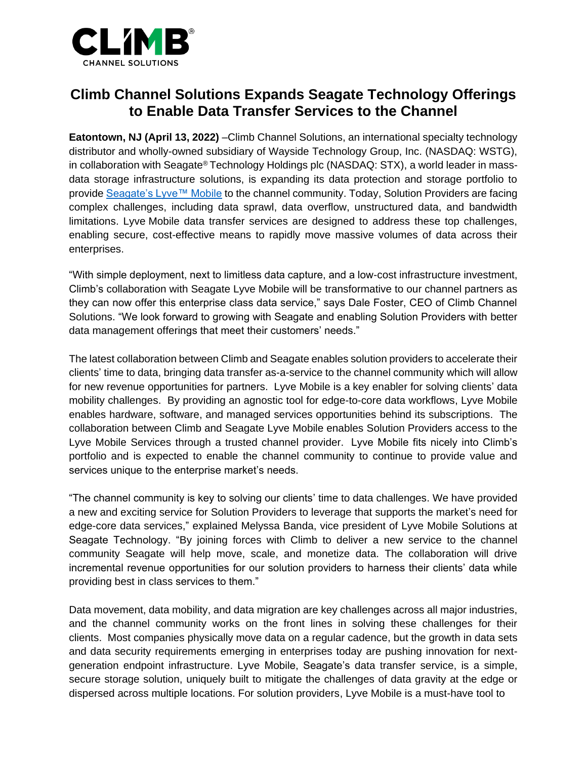# Climb Channel Solutions Expands Seagate Technology Offerings to Enable Data Transfer Services to the Channel

**Eatontown, NJ (April 13, 2022)** –Climb Channel Solutions, an international specialty technology distributor and wholly-owned subsidiary of Wayside Technology Group, Inc. (NASDAQ: WSTG), in collaboration with Seagate® Technology Holdings plc (NASDAQ: STX), a world leader in mass-data storage infrastructure solutions, is expanding its data protection and storage portfolio to provide Seagate's Lyve™ Mobile to the channel community. Today, Solution Providers are facing complex challenges, including data sprawl, data overflow, unstructured data, and bandwidth limitations. Lyve Mobile data transfer services are designed to address these top challenges, enabling secure, cost-effective means to rapidly move massive volumes of data across their enterprises.

"With simple deployment, next to limitless data capture, and a low-cost infrastructure investment, Climb's collaboration with Seagate Lyve Mobile will be transformative to our channel partners as they can now offer this enterprise class data service," says Dale Foster, CEO of Climb Channel Solutions. "We look forward to growing with Seagate and enabling Solution Providers with better data management offerings that meet their customers' needs."

The latest collaboration between Climb and Seagate enables solution providers to accelerate their clients' time to data, bringing data transfer as-a-service to the channel community which will allow for new revenue opportunities for partners. Lyve Mobile is a key enabler for solving clients' data mobility challenges. By providing an agnostic tool for edge-to-core data workflows, Lyve Mobile enables hardware, software, and managed services opportunities behind its subscriptions. The collaboration between Climb and Seagate Lyve Mobile enables Solution Providers access to the Lyve Mobile Services through a trusted channel provider. Lyve Mobile fits nicely into Climb's portfolio and is expected to enable the channel community to continue to provide value and services unique to the enterprise market's needs.

"The channel community is key to solving our clients' time to data challenges. We have provided a new and exciting service for Solution Providers to leverage that supports the market's need for edge-core data services," explained Melyssa Banda, vice president of Lyve Mobile Solutions at Seagate Technology. "By joining forces with Climb to deliver a new service to the channel community Seagate will help move, scale, and monetize data. The collaboration will drive incremental revenue opportunities for our solution providers to harness their clients' data while providing best in class services to them."

Data movement, data mobility, and data migration are key challenges across all major industries, and the channel community works on the front lines in solving these challenges for their clients. Most companies physically move data on a regular cadence, but the growth in data sets and data security requirements emerging in enterprises today are pushing innovation for next-generation endpoint infrastructure. Lyve Mobile, Seagate's data transfer service, is a simple, secure storage solution, uniquely built to mitigate the challenges of data gravity at the edge or dispersed across multiple locations. For solution providers, Lyve Mobile is a must-have tool to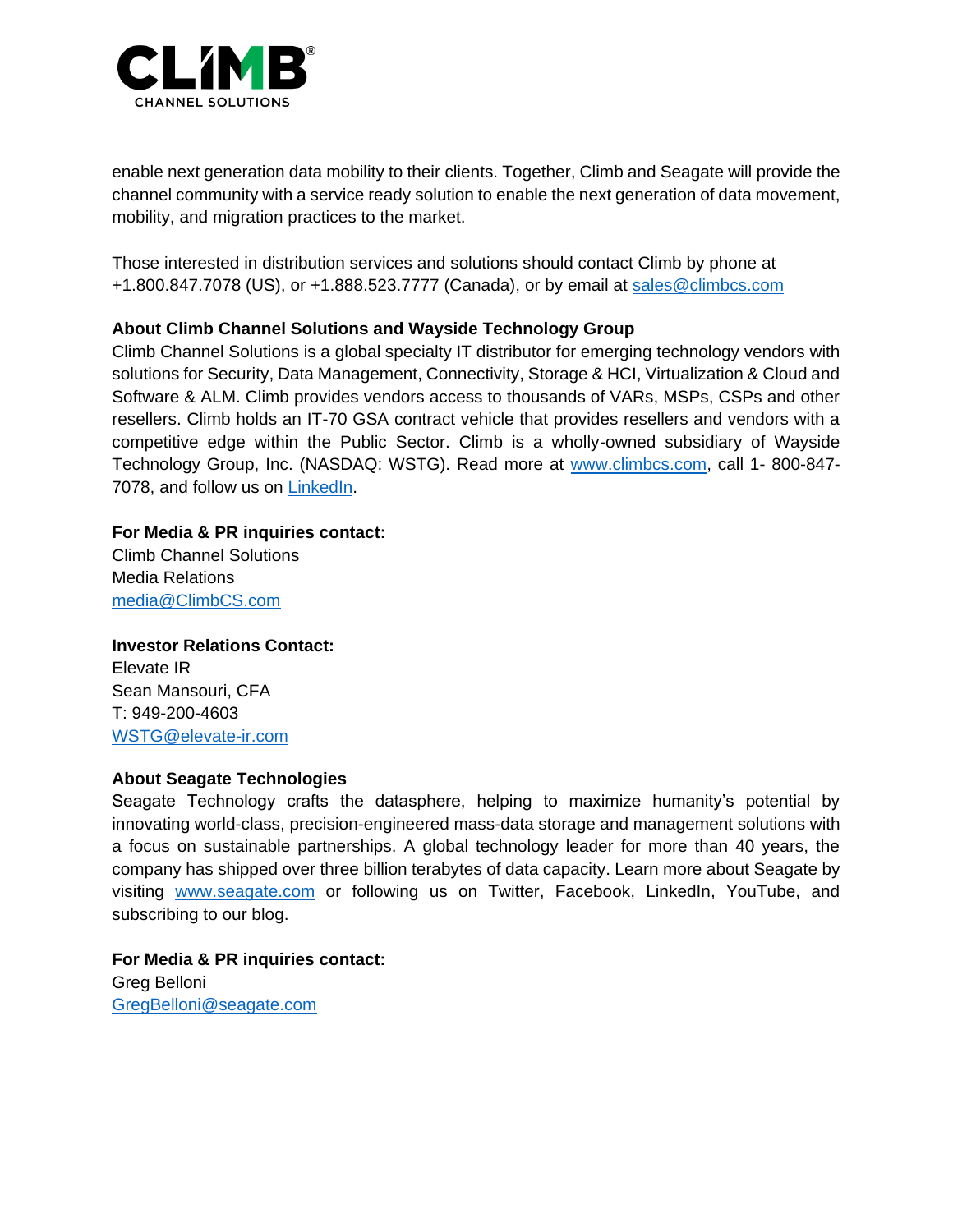enable next generation data mobility to their clients. Together, Climb and Seagate will provide the channel community with a service ready solution to enable the next generation of data movement, mobility, and migration practices to the market.

Those interested in distribution services and solutions should contact Climb by phone at +1.800.847.7078 (US), or +1.888.523.7777 (Canada), or by email at sales@climbcs.com

**About Climb Channel Solutions and Wayside Technology Group**

Climb Channel Solutions is a global specialty IT distributor for emerging technology vendors with solutions for Security, Data Management, Connectivity, Storage & HCI, Virtualization & Cloud and Software & ALM. Climb provides vendors access to thousands of VARs, MSPs, CSPs and other resellers. Climb holds an IT-70 GSA contract vehicle that provides resellers and vendors with a competitive edge within the Public Sector. Climb is a wholly-owned subsidiary of Wayside Technology Group, Inc. (NASDAQ: WSTG). Read more at www.climbcs.com, call 1- 800-847-7078, and follow us on LinkedIn.

**For Media & PR inquiries contact:**
Climb Channel Solutions
Media Relations
media@ClimbCS.com

**Investor Relations Contact:**
Elevate IR
Sean Mansouri, CFA
T: 949-200-4603
WSTG@elevate-ir.com

**About Seagate Technologies**

Seagate Technology crafts the datasphere, helping to maximize humanity's potential by innovating world-class, precision-engineered mass-data storage and management solutions with a focus on sustainable partnerships. A global technology leader for more than 40 years, the company has shipped over three billion terabytes of data capacity. Learn more about Seagate by visiting www.seagate.com or following us on Twitter, Facebook, LinkedIn, YouTube, and subscribing to our blog.

**For Media & PR inquiries contact:**
Greg Belloni
GregBelloni@seagate.com